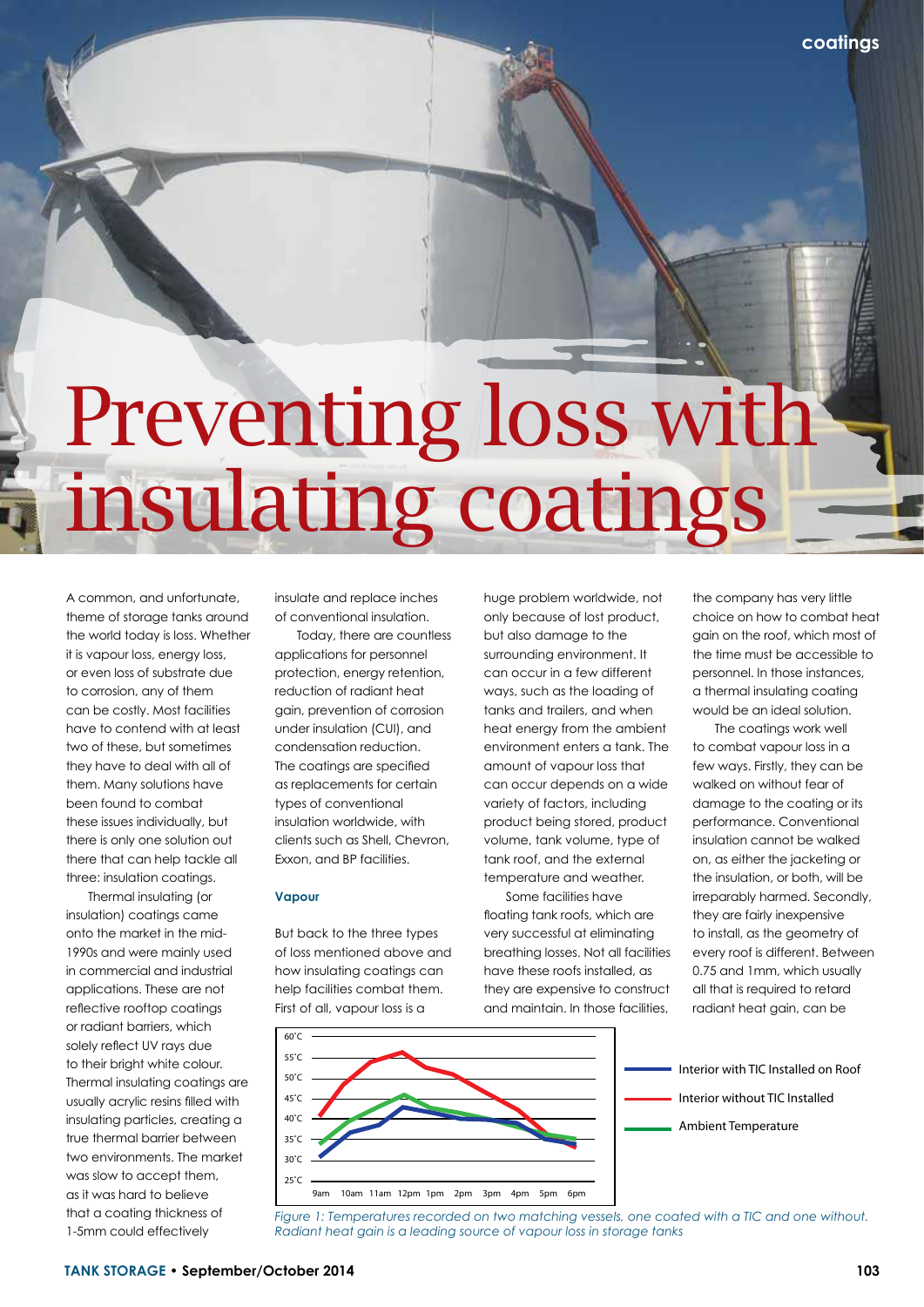# Preventing loss with insulating coatings

A common, and unfortunate, theme of storage tanks around the world today is loss. Whether it is vapour loss, energy loss, or even loss of substrate due to corrosion, any of them can be costly. Most facilities have to contend with at least two of these, but sometimes they have to deal with all of them. Many solutions have been found to combat these issues individually, but there is only one solution out there that can help tackle all three: insulation coatings.

Thermal insulating (or insulation) coatings came onto the market in the mid-1990s and were mainly used in commercial and industrial applications. These are not reflective rooftop coatings or radiant barriers, which solely reflect UV rays due to their bright white colour. Thermal insulating coatings are usually acrylic resins filled with insulating particles, creating a true thermal barrier between two environments. The market was slow to accept them, as it was hard to believe that a coating thickness of 1-5mm could effectively insulate and replace inches of conventional insulation.

Today, there are countless applications for personnel protection, energy retention, reduction of radiant heat gain, prevention of corrosion under insulation (CUI), and condensation reduction. The coatings are specified as replacements for certain types of conventional insulation worldwide, with clients such as Shell, Chevron, Exxon, and BP facilities.

### Vapour

But back to the three types of loss mentioned above and how insulating coatings can help facilities combat them. First of all, vapour loss is a huge problem worldwide, not only because of lost product, but also damage to the surrounding environment. It can occur in a few different ways, such as the loading of tanks and trailers, and when heat energy from the ambient environment enters a tank. The amount of vapour loss that can occur depends on a wide variety of factors, including product being stored, product volume, tank volume, type of tank roof, and the external temperature and weather.

Some facilities have floating tank roofs, which are very successful at eliminating breathing losses. Not all facilities have these roofs installed, as they are expensive to construct and maintain. In those facilities, the company has very little choice on how to combat heat gain on the roof, which most of the time must be accessible to personnel. In those instances, a thermal insulating coating would be an ideal solution.

The coatings work well to combat vapour loss in a few ways. Firstly, they can be walked on without fear of damage to the coating or its performance. Conventional insulation cannot be walked on, as either the jacketing or the insulation, or both, will be irreparably harmed. Secondly, they are fairly inexpensive to install, as the geometry of every roof is different. Between 0.75 and 1mm, which usually all that is required to retard radiant heat gain, can be

*Figure 1: Temperatures recorded on two matching vessels, one coated with a TIC and one without. Radiant heat gain is a leading source of vapour loss in storage tanks*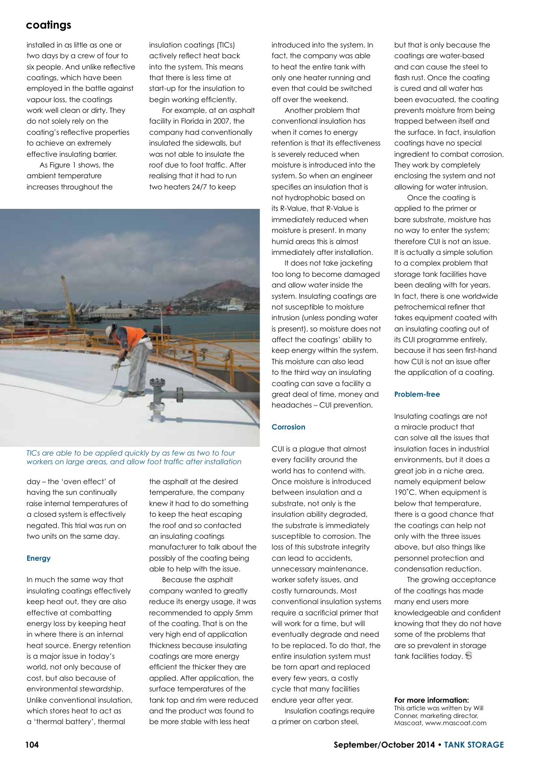installed in as little as one or two days by a crew of four to six people. And unlike reflective coatings, which have been employed in the battle against vapour loss, the coatings work well clean or dirty. They do not solely rely on the coating's reflective properties to achieve an extremely effective insulating barrier.

As Figure 1 shows, the ambient temperature increases throughout the day – the 'oven effect' of having the sun continually raise internal temperatures of a closed system is effectively negated. This trial was run on two units on the same day.

*TICs are able to be applied quickly by as few as two to four workers on large areas, and allow foot traffic after installation*

### Energy

In much the same way that insulating coatings effectively keep heat out, they are also effective at combatting energy loss by keeping heat in where there is an internal heat source. Energy retention is a major issue in today's world, not only because of cost, but also because of environmental stewardship. Unlike conventional insulation, which stores heat to act as a 'thermal battery', thermal insulation coatings (TICs) actively reflect heat back into the system. This means that there is less time at start-up for the insulation to begin working efficiently.

For example, at an asphalt facility in Florida in 2007, the company had conventionally insulated the sidewalls, but was not able to insulate the roof due to foot traffic. After realising that it had to run two heaters 24/7 to keep the asphalt at the desired temperature, the company knew it had to do something to keep the heat escaping the roof and so contacted an insulating coatings manufacturer to talk about the possibly of the coating being able to help with the issue.

Because the asphalt company wanted to greatly reduce its energy usage, it was recommended to apply 5mm of the coating. That is on the very high end of application thickness because insulating coatings are more energy efficient the thicker they are applied. After application, the surface temperatures of the tank top and rim were reduced and the product was found to be more stable with less heat introduced into the system. In fact, the company was able to heat the entire tank with only one heater running and even that could be switched off over the weekend.

Another problem that conventional insulation has when it comes to energy retention is that its effectiveness is severely reduced when moisture is introduced into the system. So when an engineer specifies an insulation that is not hydrophobic based on its R-Value, that R-Value is immediately reduced when moisture is present. In many humid areas this is almost immediately after installation.

It does not take jacketing too long to become damaged and allow water inside the system. Insulating coatings are not susceptible to moisture intrusion (unless ponding water is present), so moisture does not affect the coatings' ability to keep energy within the system. This moisture can also lead to the third way an insulating coating can save a facility a great deal of time, money and headaches – CUI prevention.

### Corrosion

CUI is a plague that almost every facility around the world has to contend with. Once moisture is introduced between insulation and a substrate, not only is the insulation ability degraded, the substrate is immediately susceptible to corrosion. The loss of this substrate integrity can lead to accidents, unnecessary maintenance, worker safety issues, and costly turnarounds. Most conventional insulation systems require a sacrificial primer that will work for a time, but will eventually degrade and need to be replaced. To do that, the entire insulation system must be torn apart and replaced every few years, a costly cycle that many facilities endure year after year.

Insulation coatings require a primer on carbon steel, but that is only because the coatings are water-based and can cause the steel to flash rust. Once the coating is cured and all water has been evacuated, the coating prevents moisture from being trapped between itself and the surface. In fact, insulation coatings have no special ingredient to combat corrosion. They work by completely enclosing the system and not allowing for water intrusion.

Once the coating is applied to the primer or bare substrate, moisture has no way to enter the system; therefore CUI is not an issue. It is actually a simple solution to a complex problem that storage tank facilities have been dealing with for years. In fact, there is one worldwide petrochemical refiner that takes equipment coated with an insulating coating out of its CUI programme entirely, because it has seen first-hand how CUI is not an issue after the application of a coating.

### Problem-free

Insulating coatings are not a miracle product that can solve all the issues that insulation faces in industrial environments, but it does a great job in a niche area, namely equipment below 190˚C. When equipment is below that temperature, there is a good chance that the coatings can help not only with the three issues above, but also things like personnel protection and condensation reduction.

The growing acceptance of the coatings has made many end users more knowledgeable and confident knowing that they do not have some of the problems that are so prevalent in storage tank facilities today.

**For more information:**
This article was written by Will Conner, marketing director, Mascoat, www.mascoat.com